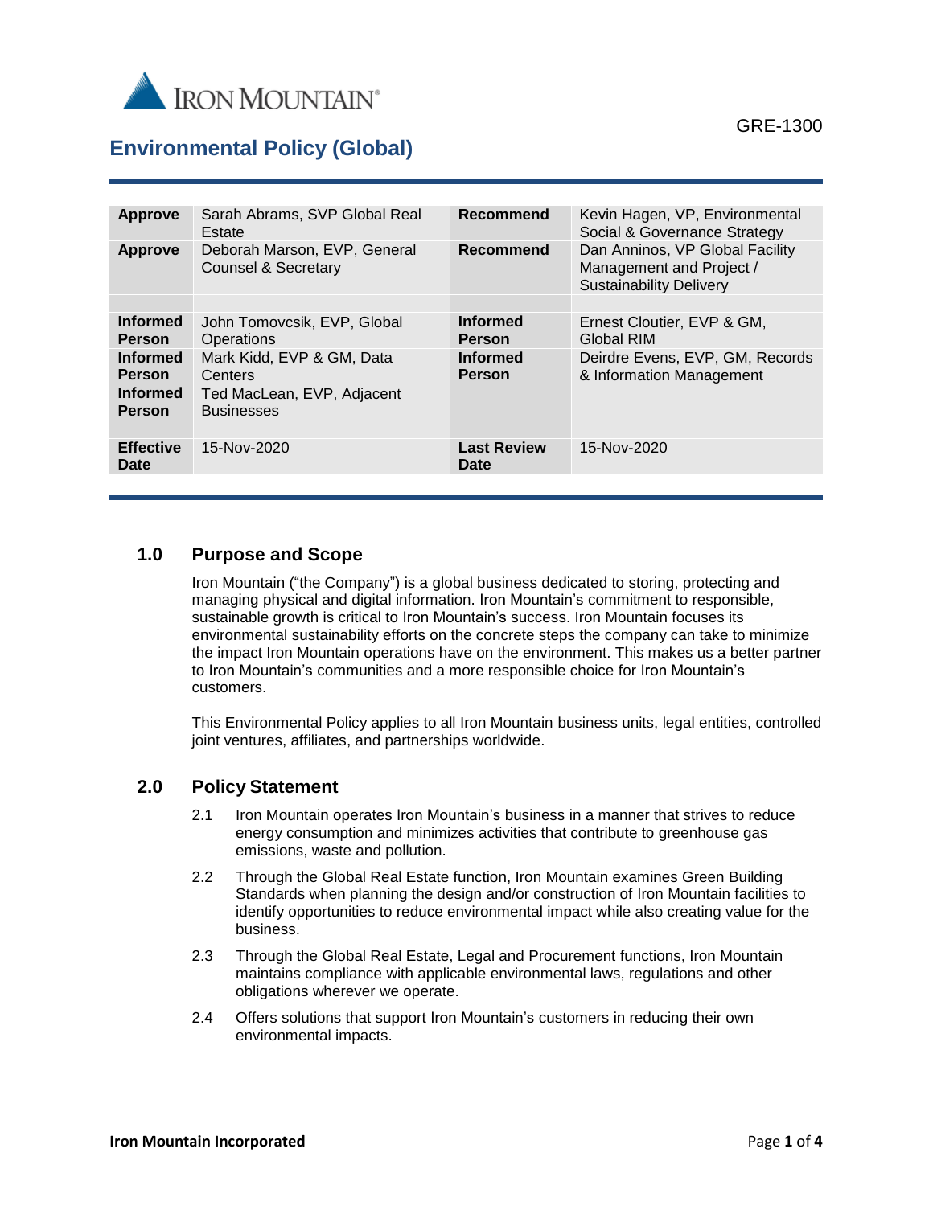GRE-1300

# Environmental Policy (Global)

| | | | |
|---|---|---|---|
| **Approve** | Sarah Abrams, SVP Global Real Estate | **Recommend** | Kevin Hagen, VP, Environmental Social & Governance Strategy |
| **Approve** | Deborah Marson, EVP, General Counsel & Secretary | **Recommend** | Dan Anninos, VP Global Facility Management and Project / Sustainability Delivery |
| | | | |
| **Informed Person** | John Tomovcsik, EVP, Global Operations | **Informed Person** | Ernest Cloutier, EVP & GM, Global RIM |
| **Informed Person** | Mark Kidd, EVP & GM, Data Centers | **Informed Person** | Deirdre Evens, EVP, GM, Records & Information Management |
| **Informed Person** | Ted MacLean, EVP, Adjacent Businesses | | |
| | | | |
| **Effective Date** | 15-Nov-2020 | **Last Review Date** | 15-Nov-2020 |

## 1.0 Purpose and Scope

Iron Mountain ("the Company") is a global business dedicated to storing, protecting and managing physical and digital information. Iron Mountain's commitment to responsible, sustainable growth is critical to Iron Mountain's success. Iron Mountain focuses its environmental sustainability efforts on the concrete steps the company can take to minimize the impact Iron Mountain operations have on the environment. This makes us a better partner to Iron Mountain's communities and a more responsible choice for Iron Mountain's customers.

This Environmental Policy applies to all Iron Mountain business units, legal entities, controlled joint ventures, affiliates, and partnerships worldwide.

## 2.0 Policy Statement

2.1 Iron Mountain operates Iron Mountain's business in a manner that strives to reduce energy consumption and minimizes activities that contribute to greenhouse gas emissions, waste and pollution.

2.2 Through the Global Real Estate function, Iron Mountain examines Green Building Standards when planning the design and/or construction of Iron Mountain facilities to identify opportunities to reduce environmental impact while also creating value for the business.

2.3 Through the Global Real Estate, Legal and Procurement functions, Iron Mountain maintains compliance with applicable environmental laws, regulations and other obligations wherever we operate.

2.4 Offers solutions that support Iron Mountain's customers in reducing their own environmental impacts.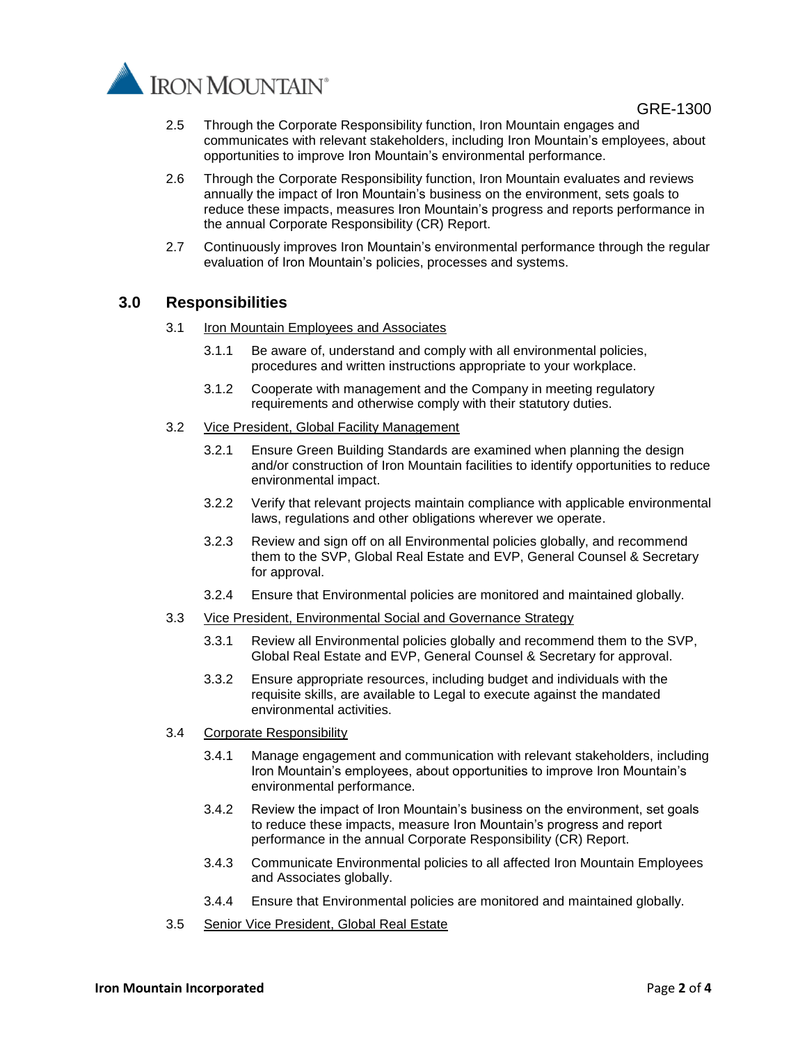2.5 Through the Corporate Responsibility function, Iron Mountain engages and communicates with relevant stakeholders, including Iron Mountain's employees, about opportunities to improve Iron Mountain's environmental performance.

2.6 Through the Corporate Responsibility function, Iron Mountain evaluates and reviews annually the impact of Iron Mountain's business on the environment, sets goals to reduce these impacts, measures Iron Mountain's progress and reports performance in the annual Corporate Responsibility (CR) Report.

2.7 Continuously improves Iron Mountain's environmental performance through the regular evaluation of Iron Mountain's policies, processes and systems.

## 3.0 Responsibilities

3.1 Iron Mountain Employees and Associates

3.1.1 Be aware of, understand and comply with all environmental policies, procedures and written instructions appropriate to your workplace.

3.1.2 Cooperate with management and the Company in meeting regulatory requirements and otherwise comply with their statutory duties.

3.2 Vice President, Global Facility Management

3.2.1 Ensure Green Building Standards are examined when planning the design and/or construction of Iron Mountain facilities to identify opportunities to reduce environmental impact.

3.2.2 Verify that relevant projects maintain compliance with applicable environmental laws, regulations and other obligations wherever we operate.

3.2.3 Review and sign off on all Environmental policies globally, and recommend them to the SVP, Global Real Estate and EVP, General Counsel & Secretary for approval.

3.2.4 Ensure that Environmental policies are monitored and maintained globally.

3.3 Vice President, Environmental Social and Governance Strategy

3.3.1 Review all Environmental policies globally and recommend them to the SVP, Global Real Estate and EVP, General Counsel & Secretary for approval.

3.3.2 Ensure appropriate resources, including budget and individuals with the requisite skills, are available to Legal to execute against the mandated environmental activities.

3.4 Corporate Responsibility

3.4.1 Manage engagement and communication with relevant stakeholders, including Iron Mountain's employees, about opportunities to improve Iron Mountain's environmental performance.

3.4.2 Review the impact of Iron Mountain's business on the environment, set goals to reduce these impacts, measure Iron Mountain's progress and report performance in the annual Corporate Responsibility (CR) Report.

3.4.3 Communicate Environmental policies to all affected Iron Mountain Employees and Associates globally.

3.4.4 Ensure that Environmental policies are monitored and maintained globally.

3.5 Senior Vice President, Global Real Estate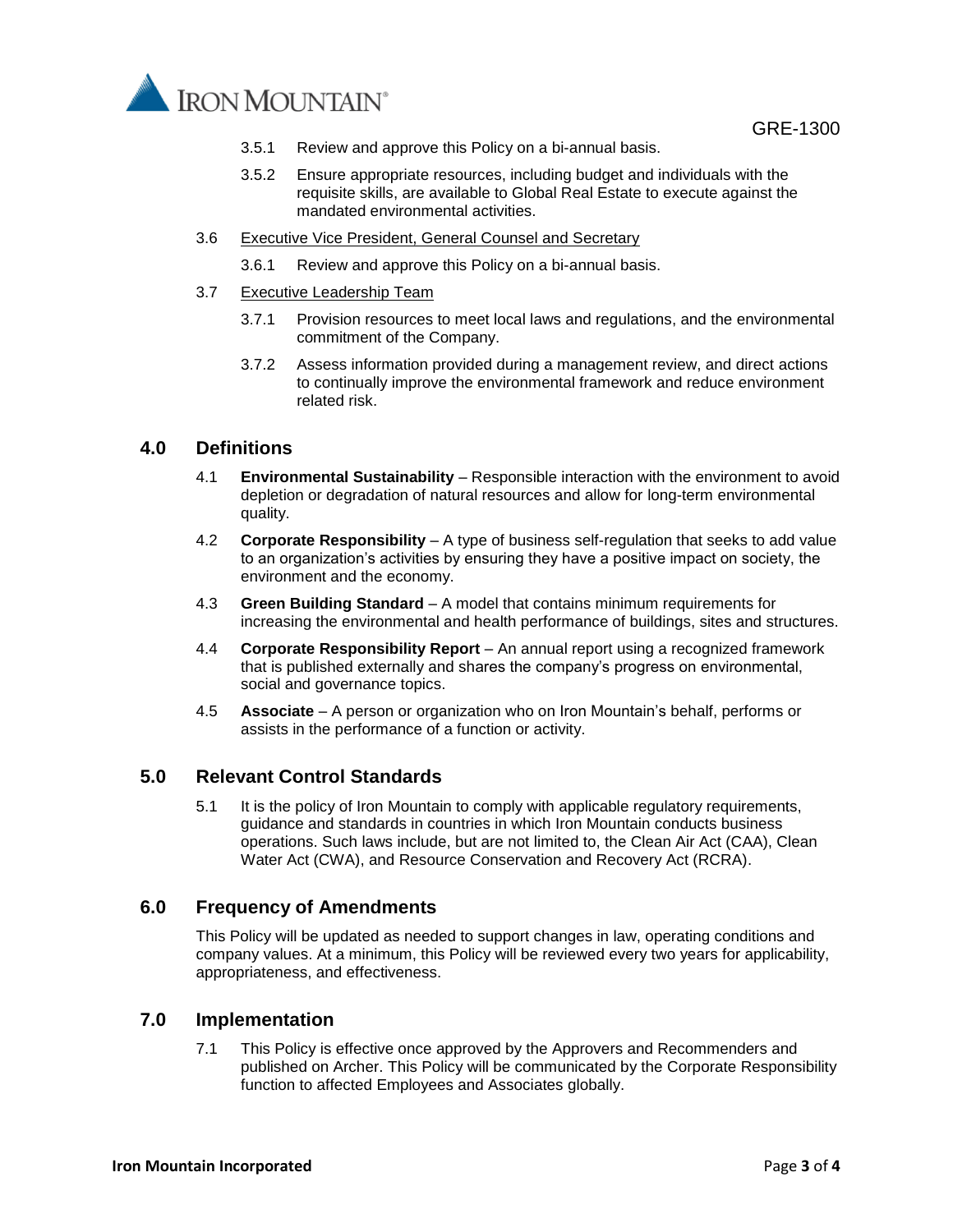3.5.1 Review and approve this Policy on a bi-annual basis.

3.5.2 Ensure appropriate resources, including budget and individuals with the requisite skills, are available to Global Real Estate to execute against the mandated environmental activities.

3.6 Executive Vice President, General Counsel and Secretary

3.6.1 Review and approve this Policy on a bi-annual basis.

3.7 Executive Leadership Team

3.7.1 Provision resources to meet local laws and regulations, and the environmental commitment of the Company.

3.7.2 Assess information provided during a management review, and direct actions to continually improve the environmental framework and reduce environment related risk.

## 4.0 Definitions

4.1 **Environmental Sustainability** – Responsible interaction with the environment to avoid depletion or degradation of natural resources and allow for long-term environmental quality.

4.2 **Corporate Responsibility** – A type of business self-regulation that seeks to add value to an organization's activities by ensuring they have a positive impact on society, the environment and the economy.

4.3 **Green Building Standard** – A model that contains minimum requirements for increasing the environmental and health performance of buildings, sites and structures.

4.4 **Corporate Responsibility Report** – An annual report using a recognized framework that is published externally and shares the company's progress on environmental, social and governance topics.

4.5 **Associate** – A person or organization who on Iron Mountain's behalf, performs or assists in the performance of a function or activity.

## 5.0 Relevant Control Standards

5.1 It is the policy of Iron Mountain to comply with applicable regulatory requirements, guidance and standards in countries in which Iron Mountain conducts business operations. Such laws include, but are not limited to, the Clean Air Act (CAA), Clean Water Act (CWA), and Resource Conservation and Recovery Act (RCRA).

## 6.0 Frequency of Amendments

This Policy will be updated as needed to support changes in law, operating conditions and company values. At a minimum, this Policy will be reviewed every two years for applicability, appropriateness, and effectiveness.

## 7.0 Implementation

7.1 This Policy is effective once approved by the Approvers and Recommenders and published on Archer. This Policy will be communicated by the Corporate Responsibility function to affected Employees and Associates globally.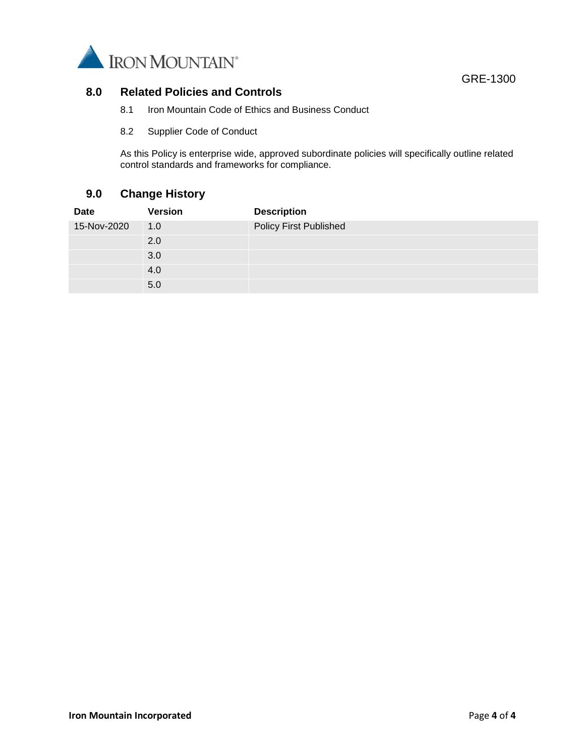GRE-1300

## 8.0 Related Policies and Controls

8.1 Iron Mountain Code of Ethics and Business Conduct

8.2 Supplier Code of Conduct

As this Policy is enterprise wide, approved subordinate policies will specifically outline related control standards and frameworks for compliance.

## 9.0 Change History

| Date | Version | Description |
|---|---|---|
| 15-Nov-2020 | 1.0 | Policy First Published |
| | 2.0 | |
| | 3.0 | |
| | 4.0 | |
| | 5.0 | |